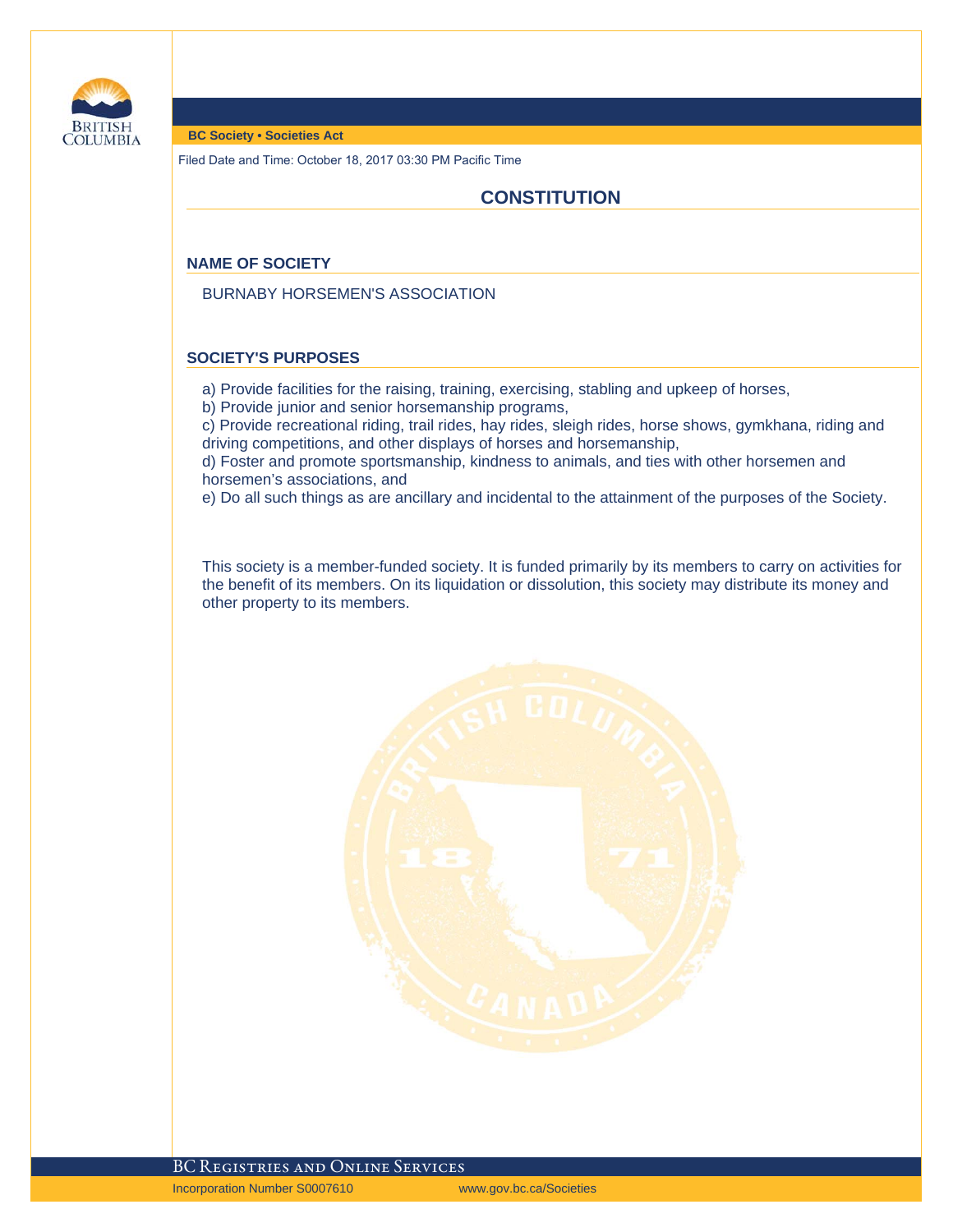BC Society • Societies Act

Filed Date and Time: October 18, 2017 03:30 PM Pacific Time

# CONSTITUTION

## NAME OF SOCIETY

BURNABY HORSEMEN'S ASSOCIATION

## SOCIETY'S PURPOSES

a) Provide facilities for the raising, training, exercising, stabling and upkeep of horses,
b) Provide junior and senior horsemanship programs,
c) Provide recreational riding, trail rides, hay rides, sleigh rides, horse shows, gymkhana, riding and driving competitions, and other displays of horses and horsemanship,
d) Foster and promote sportsmanship, kindness to animals, and ties with other horsemen and horsemen's associations, and
e) Do all such things as are ancillary and incidental to the attainment of the purposes of the Society.

This society is a member-funded society. It is funded primarily by its members to carry on activities for the benefit of its members. On its liquidation or dissolution, this society may distribute its money and other property to its members.

Incorporation Number S0007610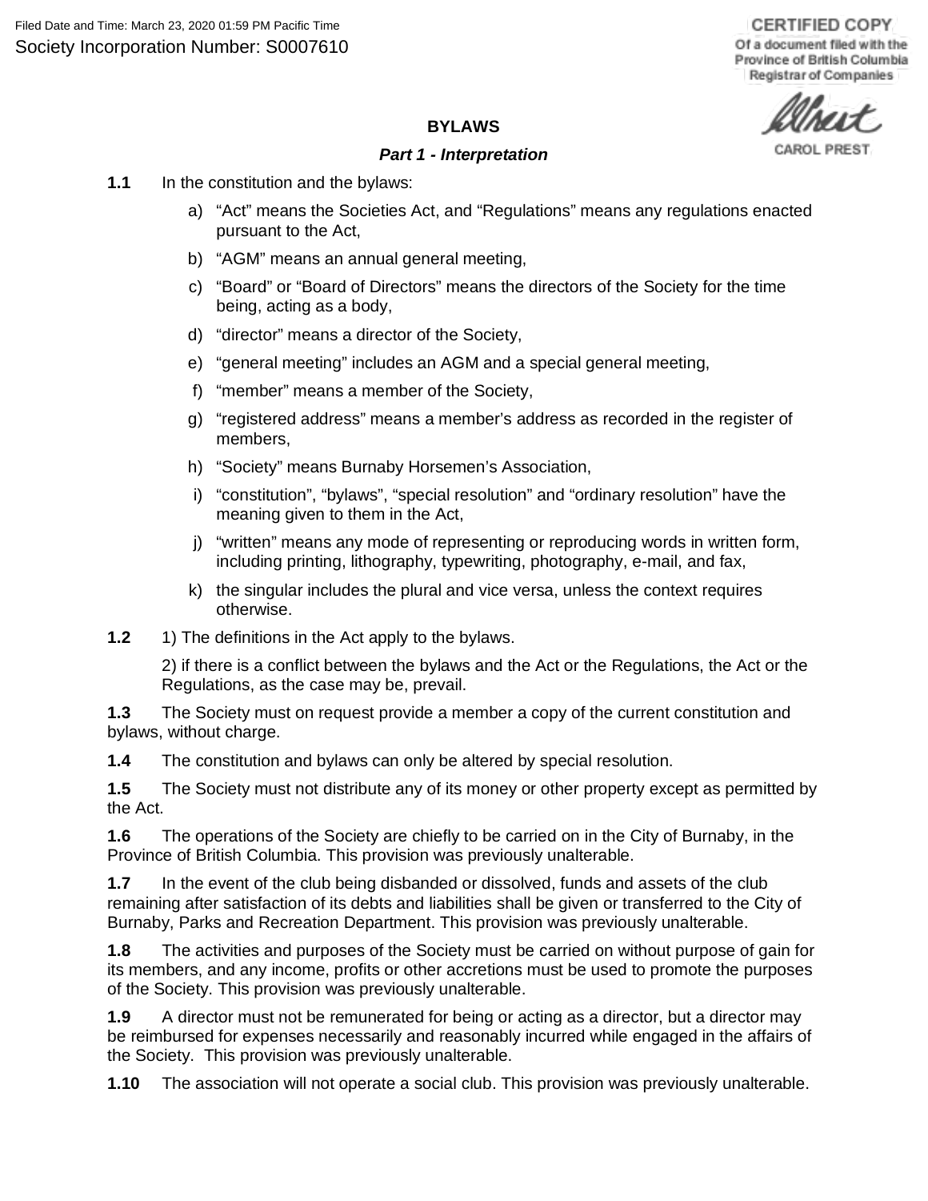Filed Date and Time: March 23, 2020 01:59 PM Pacific Time
Society Incorporation Number: S0007610

CERTIFIED COPY
Of a document filed with the Province of British Columbia Registrar of Companies

CAROL PREST

# BYLAWS

## *Part 1 - Interpretation*

**1.1** In the constitution and the bylaws:

a) "Act" means the Societies Act, and "Regulations" means any regulations enacted pursuant to the Act,

b) "AGM" means an annual general meeting,

c) "Board" or "Board of Directors" means the directors of the Society for the time being, acting as a body,

d) "director" means a director of the Society,

e) "general meeting" includes an AGM and a special general meeting,

f) "member" means a member of the Society,

g) "registered address" means a member's address as recorded in the register of members,

h) "Society" means Burnaby Horsemen's Association,

i) "constitution", "bylaws", "special resolution" and "ordinary resolution" have the meaning given to them in the Act,

j) "written" means any mode of representing or reproducing words in written form, including printing, lithography, typewriting, photography, e-mail, and fax,

k) the singular includes the plural and vice versa, unless the context requires otherwise.

**1.2** 1) The definitions in the Act apply to the bylaws.

2) if there is a conflict between the bylaws and the Act or the Regulations, the Act or the Regulations, as the case may be, prevail.

**1.3** The Society must on request provide a member a copy of the current constitution and bylaws, without charge.

**1.4** The constitution and bylaws can only be altered by special resolution.

**1.5** The Society must not distribute any of its money or other property except as permitted by the Act.

**1.6** The operations of the Society are chiefly to be carried on in the City of Burnaby, in the Province of British Columbia. This provision was previously unalterable.

**1.7** In the event of the club being disbanded or dissolved, funds and assets of the club remaining after satisfaction of its debts and liabilities shall be given or transferred to the City of Burnaby, Parks and Recreation Department. This provision was previously unalterable.

**1.8** The activities and purposes of the Society must be carried on without purpose of gain for its members, and any income, profits or other accretions must be used to promote the purposes of the Society. This provision was previously unalterable.

**1.9** A director must not be remunerated for being or acting as a director, but a director may be reimbursed for expenses necessarily and reasonably incurred while engaged in the affairs of the Society. This provision was previously unalterable.

**1.10** The association will not operate a social club. This provision was previously unalterable.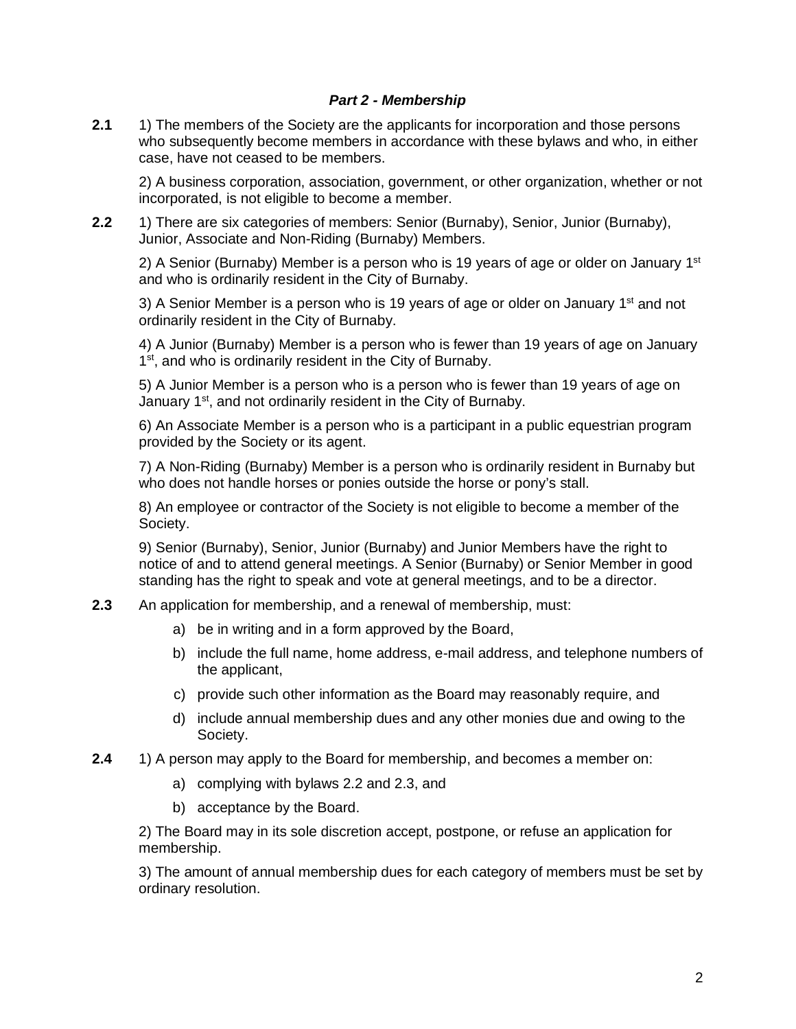### *Part 2 - Membership*

**2.1** 1) The members of the Society are the applicants for incorporation and those persons who subsequently become members in accordance with these bylaws and who, in either case, have not ceased to be members.

2) A business corporation, association, government, or other organization, whether or not incorporated, is not eligible to become a member.

**2.2** 1) There are six categories of members: Senior (Burnaby), Senior, Junior (Burnaby), Junior, Associate and Non-Riding (Burnaby) Members.

2) A Senior (Burnaby) Member is a person who is 19 years of age or older on January 1st and who is ordinarily resident in the City of Burnaby.

3) A Senior Member is a person who is 19 years of age or older on January 1st and not ordinarily resident in the City of Burnaby.

4) A Junior (Burnaby) Member is a person who is fewer than 19 years of age on January 1st, and who is ordinarily resident in the City of Burnaby.

5) A Junior Member is a person who is a person who is fewer than 19 years of age on January 1st, and not ordinarily resident in the City of Burnaby.

6) An Associate Member is a person who is a participant in a public equestrian program provided by the Society or its agent.

7) A Non-Riding (Burnaby) Member is a person who is ordinarily resident in Burnaby but who does not handle horses or ponies outside the horse or pony's stall.

8) An employee or contractor of the Society is not eligible to become a member of the Society.

9) Senior (Burnaby), Senior, Junior (Burnaby) and Junior Members have the right to notice of and to attend general meetings. A Senior (Burnaby) or Senior Member in good standing has the right to speak and vote at general meetings, and to be a director.

**2.3** An application for membership, and a renewal of membership, must:

a) be in writing and in a form approved by the Board,

b) include the full name, home address, e-mail address, and telephone numbers of the applicant,

c) provide such other information as the Board may reasonably require, and

d) include annual membership dues and any other monies due and owing to the Society.

**2.4** 1) A person may apply to the Board for membership, and becomes a member on:

a) complying with bylaws 2.2 and 2.3, and

b) acceptance by the Board.

2) The Board may in its sole discretion accept, postpone, or refuse an application for membership.

3) The amount of annual membership dues for each category of members must be set by ordinary resolution.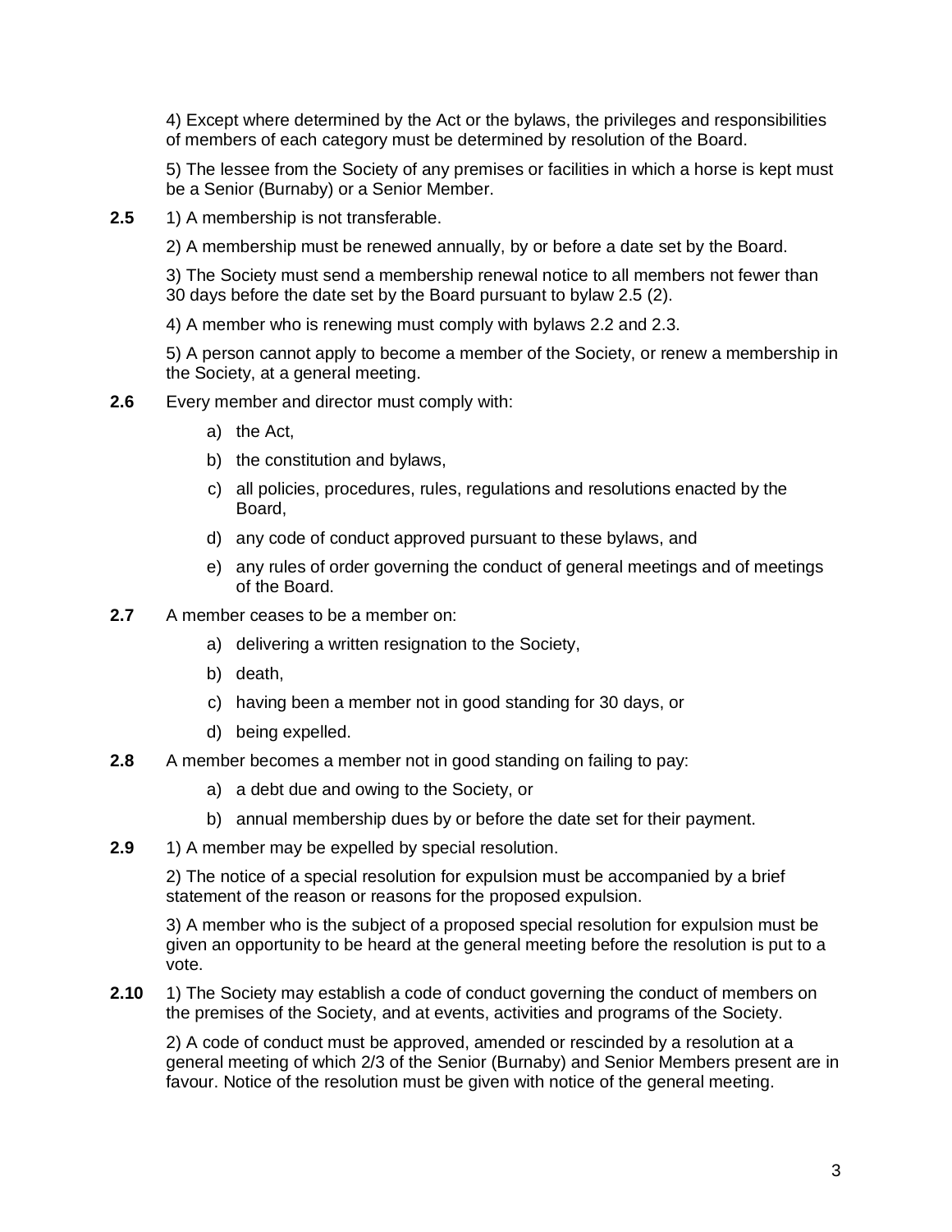4) Except where determined by the Act or the bylaws, the privileges and responsibilities of members of each category must be determined by resolution of the Board.

5) The lessee from the Society of any premises or facilities in which a horse is kept must be a Senior (Burnaby) or a Senior Member.

**2.5** 1) A membership is not transferable.

2) A membership must be renewed annually, by or before a date set by the Board.

3) The Society must send a membership renewal notice to all members not fewer than 30 days before the date set by the Board pursuant to bylaw 2.5 (2).

4) A member who is renewing must comply with bylaws 2.2 and 2.3.

5) A person cannot apply to become a member of the Society, or renew a membership in the Society, at a general meeting.

**2.6** Every member and director must comply with:

a) the Act,

b) the constitution and bylaws,

c) all policies, procedures, rules, regulations and resolutions enacted by the Board,

d) any code of conduct approved pursuant to these bylaws, and

e) any rules of order governing the conduct of general meetings and of meetings of the Board.

**2.7** A member ceases to be a member on:

a) delivering a written resignation to the Society,

b) death,

c) having been a member not in good standing for 30 days, or

d) being expelled.

**2.8** A member becomes a member not in good standing on failing to pay:

a) a debt due and owing to the Society, or

b) annual membership dues by or before the date set for their payment.

**2.9** 1) A member may be expelled by special resolution.

2) The notice of a special resolution for expulsion must be accompanied by a brief statement of the reason or reasons for the proposed expulsion.

3) A member who is the subject of a proposed special resolution for expulsion must be given an opportunity to be heard at the general meeting before the resolution is put to a vote.

**2.10** 1) The Society may establish a code of conduct governing the conduct of members on the premises of the Society, and at events, activities and programs of the Society.

2) A code of conduct must be approved, amended or rescinded by a resolution at a general meeting of which 2/3 of the Senior (Burnaby) and Senior Members present are in favour. Notice of the resolution must be given with notice of the general meeting.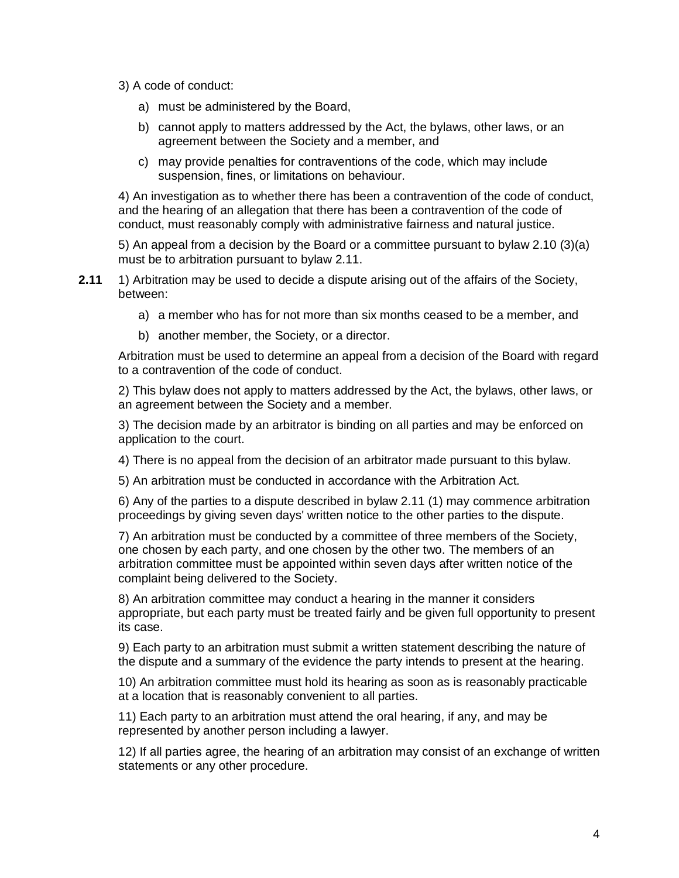3) A code of conduct:

a) must be administered by the Board,

b) cannot apply to matters addressed by the Act, the bylaws, other laws, or an agreement between the Society and a member, and

c) may provide penalties for contraventions of the code, which may include suspension, fines, or limitations on behaviour.

4) An investigation as to whether there has been a contravention of the code of conduct, and the hearing of an allegation that there has been a contravention of the code of conduct, must reasonably comply with administrative fairness and natural justice.

5) An appeal from a decision by the Board or a committee pursuant to bylaw 2.10 (3)(a) must be to arbitration pursuant to bylaw 2.11.

**2.11** 1) Arbitration may be used to decide a dispute arising out of the affairs of the Society, between:

a) a member who has for not more than six months ceased to be a member, and

b) another member, the Society, or a director.

Arbitration must be used to determine an appeal from a decision of the Board with regard to a contravention of the code of conduct.

2) This bylaw does not apply to matters addressed by the Act, the bylaws, other laws, or an agreement between the Society and a member.

3) The decision made by an arbitrator is binding on all parties and may be enforced on application to the court.

4) There is no appeal from the decision of an arbitrator made pursuant to this bylaw.

5) An arbitration must be conducted in accordance with the Arbitration Act.

6) Any of the parties to a dispute described in bylaw 2.11 (1) may commence arbitration proceedings by giving seven days' written notice to the other parties to the dispute.

7) An arbitration must be conducted by a committee of three members of the Society, one chosen by each party, and one chosen by the other two. The members of an arbitration committee must be appointed within seven days after written notice of the complaint being delivered to the Society.

8) An arbitration committee may conduct a hearing in the manner it considers appropriate, but each party must be treated fairly and be given full opportunity to present its case.

9) Each party to an arbitration must submit a written statement describing the nature of the dispute and a summary of the evidence the party intends to present at the hearing.

10) An arbitration committee must hold its hearing as soon as is reasonably practicable at a location that is reasonably convenient to all parties.

11) Each party to an arbitration must attend the oral hearing, if any, and may be represented by another person including a lawyer.

12) If all parties agree, the hearing of an arbitration may consist of an exchange of written statements or any other procedure.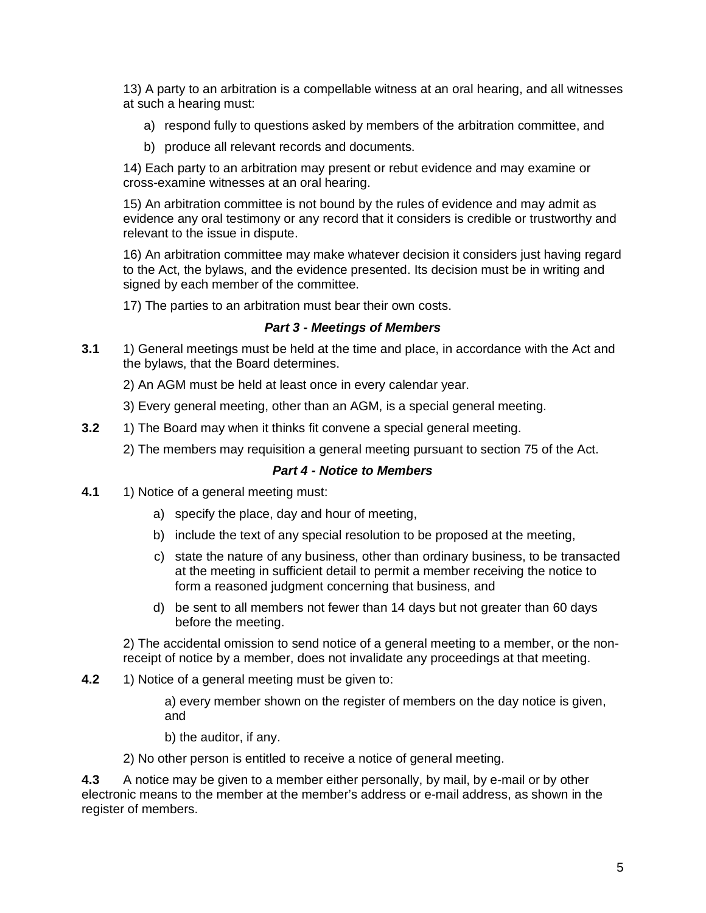13) A party to an arbitration is a compellable witness at an oral hearing, and all witnesses at such a hearing must:

a) respond fully to questions asked by members of the arbitration committee, and

b) produce all relevant records and documents.

14) Each party to an arbitration may present or rebut evidence and may examine or cross-examine witnesses at an oral hearing.

15) An arbitration committee is not bound by the rules of evidence and may admit as evidence any oral testimony or any record that it considers is credible or trustworthy and relevant to the issue in dispute.

16) An arbitration committee may make whatever decision it considers just having regard to the Act, the bylaws, and the evidence presented. Its decision must be in writing and signed by each member of the committee.

17) The parties to an arbitration must bear their own costs.

### *Part 3 - Meetings of Members*

**3.1** 1) General meetings must be held at the time and place, in accordance with the Act and the bylaws, that the Board determines.

2) An AGM must be held at least once in every calendar year.

3) Every general meeting, other than an AGM, is a special general meeting.

**3.2** 1) The Board may when it thinks fit convene a special general meeting.

2) The members may requisition a general meeting pursuant to section 75 of the Act.

### *Part 4 - Notice to Members*

**4.1** 1) Notice of a general meeting must:

a) specify the place, day and hour of meeting,

b) include the text of any special resolution to be proposed at the meeting,

c) state the nature of any business, other than ordinary business, to be transacted at the meeting in sufficient detail to permit a member receiving the notice to form a reasoned judgment concerning that business, and

d) be sent to all members not fewer than 14 days but not greater than 60 days before the meeting.

2) The accidental omission to send notice of a general meeting to a member, or the non-receipt of notice by a member, does not invalidate any proceedings at that meeting.

**4.2** 1) Notice of a general meeting must be given to:

a) every member shown on the register of members on the day notice is given, and

b) the auditor, if any.

2) No other person is entitled to receive a notice of general meeting.

**4.3** A notice may be given to a member either personally, by mail, by e-mail or by other electronic means to the member at the member's address or e-mail address, as shown in the register of members.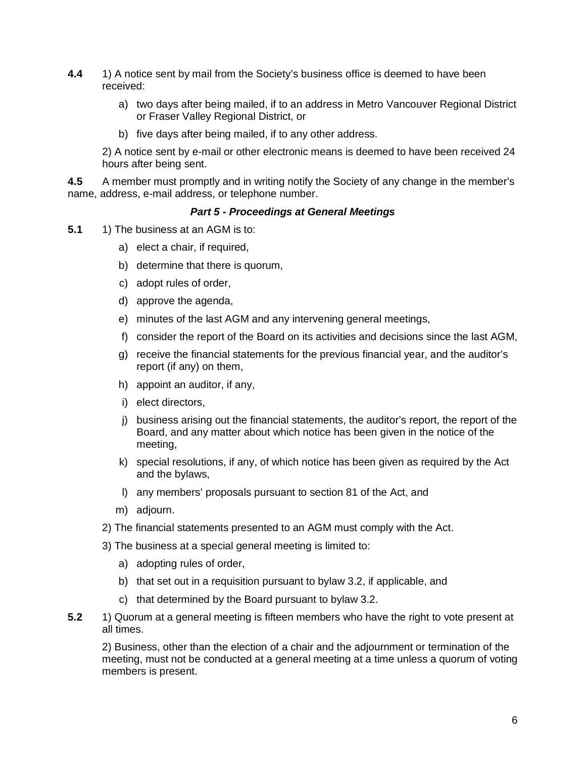**4.4** 1) A notice sent by mail from the Society's business office is deemed to have been received:

a) two days after being mailed, if to an address in Metro Vancouver Regional District or Fraser Valley Regional District, or

b) five days after being mailed, if to any other address.

2) A notice sent by e-mail or other electronic means is deemed to have been received 24 hours after being sent.

**4.5** A member must promptly and in writing notify the Society of any change in the member's name, address, e-mail address, or telephone number.

### *Part 5 - Proceedings at General Meetings*

**5.1** 1) The business at an AGM is to:

a) elect a chair, if required,

b) determine that there is quorum,

c) adopt rules of order,

d) approve the agenda,

e) minutes of the last AGM and any intervening general meetings,

f) consider the report of the Board on its activities and decisions since the last AGM,

g) receive the financial statements for the previous financial year, and the auditor's report (if any) on them,

h) appoint an auditor, if any,

i) elect directors,

j) business arising out the financial statements, the auditor's report, the report of the Board, and any matter about which notice has been given in the notice of the meeting,

k) special resolutions, if any, of which notice has been given as required by the Act and the bylaws,

l) any members' proposals pursuant to section 81 of the Act, and

m) adjourn.

2) The financial statements presented to an AGM must comply with the Act.

3) The business at a special general meeting is limited to:

a) adopting rules of order,

b) that set out in a requisition pursuant to bylaw 3.2, if applicable, and

c) that determined by the Board pursuant to bylaw 3.2.

**5.2** 1) Quorum at a general meeting is fifteen members who have the right to vote present at all times.

2) Business, other than the election of a chair and the adjournment or termination of the meeting, must not be conducted at a general meeting at a time unless a quorum of voting members is present.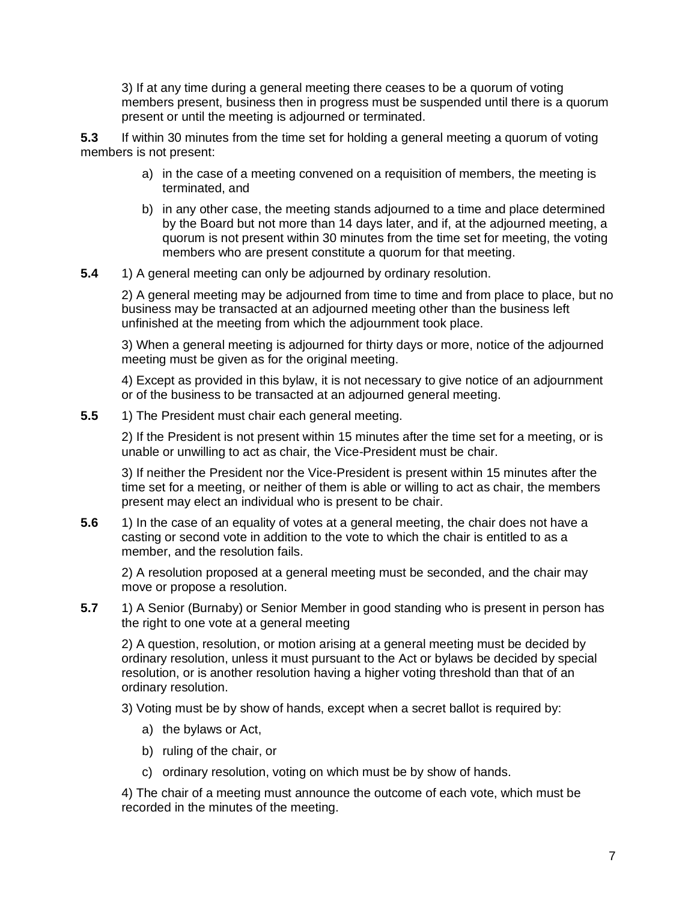3) If at any time during a general meeting there ceases to be a quorum of voting members present, business then in progress must be suspended until there is a quorum present or until the meeting is adjourned or terminated.

**5.3** If within 30 minutes from the time set for holding a general meeting a quorum of voting members is not present:

a) in the case of a meeting convened on a requisition of members, the meeting is terminated, and

b) in any other case, the meeting stands adjourned to a time and place determined by the Board but not more than 14 days later, and if, at the adjourned meeting, a quorum is not present within 30 minutes from the time set for meeting, the voting members who are present constitute a quorum for that meeting.

**5.4** 1) A general meeting can only be adjourned by ordinary resolution.

2) A general meeting may be adjourned from time to time and from place to place, but no business may be transacted at an adjourned meeting other than the business left unfinished at the meeting from which the adjournment took place.

3) When a general meeting is adjourned for thirty days or more, notice of the adjourned meeting must be given as for the original meeting.

4) Except as provided in this bylaw, it is not necessary to give notice of an adjournment or of the business to be transacted at an adjourned general meeting.

**5.5** 1) The President must chair each general meeting.

2) If the President is not present within 15 minutes after the time set for a meeting, or is unable or unwilling to act as chair, the Vice-President must be chair.

3) If neither the President nor the Vice-President is present within 15 minutes after the time set for a meeting, or neither of them is able or willing to act as chair, the members present may elect an individual who is present to be chair.

**5.6** 1) In the case of an equality of votes at a general meeting, the chair does not have a casting or second vote in addition to the vote to which the chair is entitled to as a member, and the resolution fails.

2) A resolution proposed at a general meeting must be seconded, and the chair may move or propose a resolution.

**5.7** 1) A Senior (Burnaby) or Senior Member in good standing who is present in person has the right to one vote at a general meeting

2) A question, resolution, or motion arising at a general meeting must be decided by ordinary resolution, unless it must pursuant to the Act or bylaws be decided by special resolution, or is another resolution having a higher voting threshold than that of an ordinary resolution.

3) Voting must be by show of hands, except when a secret ballot is required by:

a) the bylaws or Act,

b) ruling of the chair, or

c) ordinary resolution, voting on which must be by show of hands.

4) The chair of a meeting must announce the outcome of each vote, which must be recorded in the minutes of the meeting.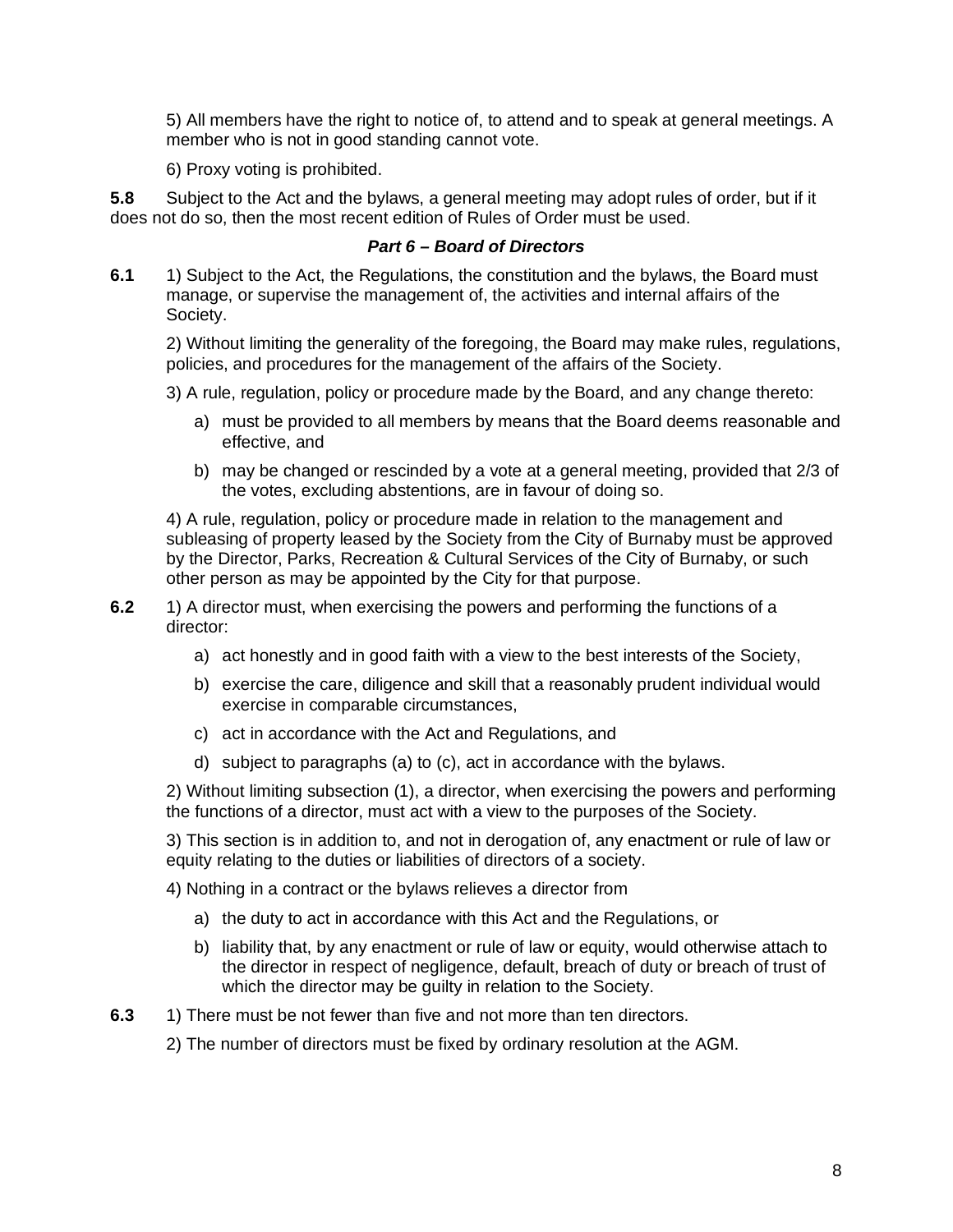5) All members have the right to notice of, to attend and to speak at general meetings. A member who is not in good standing cannot vote.

6) Proxy voting is prohibited.

**5.8** Subject to the Act and the bylaws, a general meeting may adopt rules of order, but if it does not do so, then the most recent edition of Rules of Order must be used.

### *Part 6 – Board of Directors*

**6.1** 1) Subject to the Act, the Regulations, the constitution and the bylaws, the Board must manage, or supervise the management of, the activities and internal affairs of the Society.

2) Without limiting the generality of the foregoing, the Board may make rules, regulations, policies, and procedures for the management of the affairs of the Society.

3) A rule, regulation, policy or procedure made by the Board, and any change thereto:

a) must be provided to all members by means that the Board deems reasonable and effective, and

b) may be changed or rescinded by a vote at a general meeting, provided that 2/3 of the votes, excluding abstentions, are in favour of doing so.

4) A rule, regulation, policy or procedure made in relation to the management and subleasing of property leased by the Society from the City of Burnaby must be approved by the Director, Parks, Recreation & Cultural Services of the City of Burnaby, or such other person as may be appointed by the City for that purpose.

**6.2** 1) A director must, when exercising the powers and performing the functions of a director:

a) act honestly and in good faith with a view to the best interests of the Society,

b) exercise the care, diligence and skill that a reasonably prudent individual would exercise in comparable circumstances,

c) act in accordance with the Act and Regulations, and

d) subject to paragraphs (a) to (c), act in accordance with the bylaws.

2) Without limiting subsection (1), a director, when exercising the powers and performing the functions of a director, must act with a view to the purposes of the Society.

3) This section is in addition to, and not in derogation of, any enactment or rule of law or equity relating to the duties or liabilities of directors of a society.

4) Nothing in a contract or the bylaws relieves a director from

a) the duty to act in accordance with this Act and the Regulations, or

b) liability that, by any enactment or rule of law or equity, would otherwise attach to the director in respect of negligence, default, breach of duty or breach of trust of which the director may be guilty in relation to the Society.

**6.3** 1) There must be not fewer than five and not more than ten directors.

2) The number of directors must be fixed by ordinary resolution at the AGM.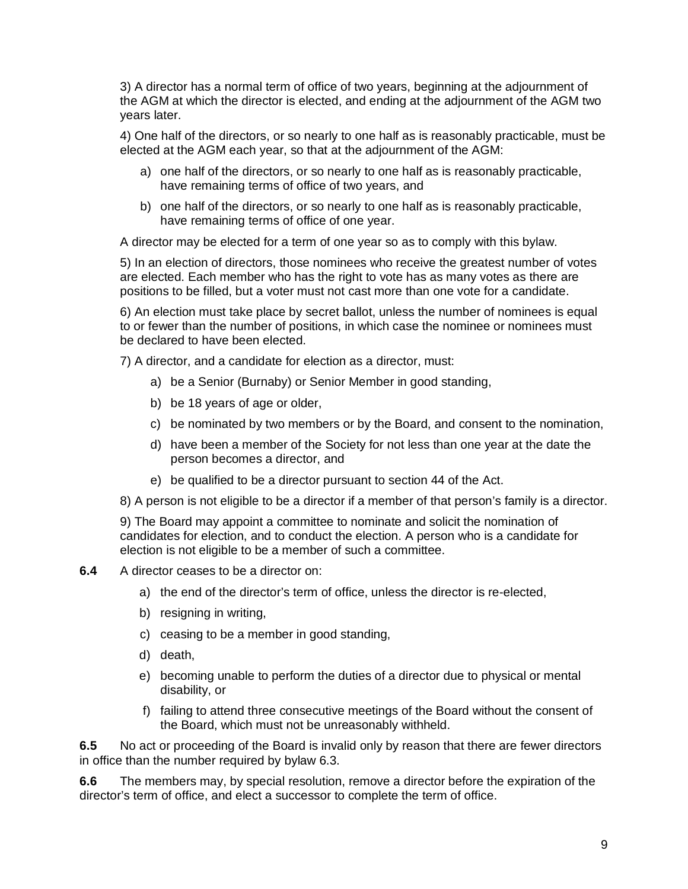3) A director has a normal term of office of two years, beginning at the adjournment of the AGM at which the director is elected, and ending at the adjournment of the AGM two years later.

4) One half of the directors, or so nearly to one half as is reasonably practicable, must be elected at the AGM each year, so that at the adjournment of the AGM:

a) one half of the directors, or so nearly to one half as is reasonably practicable, have remaining terms of office of two years, and

b) one half of the directors, or so nearly to one half as is reasonably practicable, have remaining terms of office of one year.

A director may be elected for a term of one year so as to comply with this bylaw.

5) In an election of directors, those nominees who receive the greatest number of votes are elected. Each member who has the right to vote has as many votes as there are positions to be filled, but a voter must not cast more than one vote for a candidate.

6) An election must take place by secret ballot, unless the number of nominees is equal to or fewer than the number of positions, in which case the nominee or nominees must be declared to have been elected.

7) A director, and a candidate for election as a director, must:

a) be a Senior (Burnaby) or Senior Member in good standing,

b) be 18 years of age or older,

c) be nominated by two members or by the Board, and consent to the nomination,

d) have been a member of the Society for not less than one year at the date the person becomes a director, and

e) be qualified to be a director pursuant to section 44 of the Act.

8) A person is not eligible to be a director if a member of that person's family is a director.

9) The Board may appoint a committee to nominate and solicit the nomination of candidates for election, and to conduct the election. A person who is a candidate for election is not eligible to be a member of such a committee.

**6.4** A director ceases to be a director on:

a) the end of the director's term of office, unless the director is re-elected,

b) resigning in writing,

c) ceasing to be a member in good standing,

d) death,

e) becoming unable to perform the duties of a director due to physical or mental disability, or

f) failing to attend three consecutive meetings of the Board without the consent of the Board, which must not be unreasonably withheld.

**6.5** No act or proceeding of the Board is invalid only by reason that there are fewer directors in office than the number required by bylaw 6.3.

**6.6** The members may, by special resolution, remove a director before the expiration of the director's term of office, and elect a successor to complete the term of office.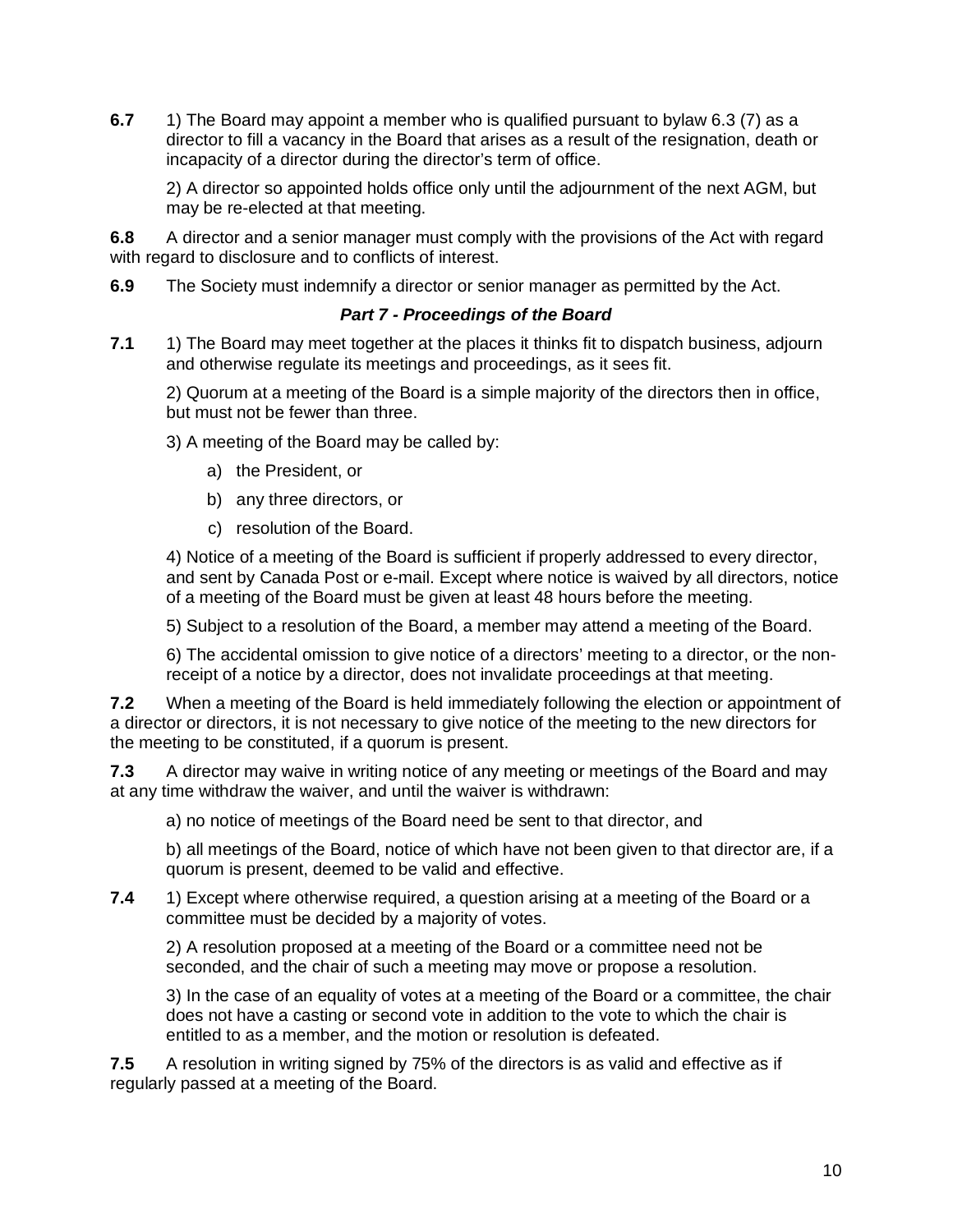**6.7** 1) The Board may appoint a member who is qualified pursuant to bylaw 6.3 (7) as a director to fill a vacancy in the Board that arises as a result of the resignation, death or incapacity of a director during the director's term of office.

2) A director so appointed holds office only until the adjournment of the next AGM, but may be re-elected at that meeting.

**6.8** A director and a senior manager must comply with the provisions of the Act with regard with regard to disclosure and to conflicts of interest.

**6.9** The Society must indemnify a director or senior manager as permitted by the Act.

### ***Part 7 - Proceedings of the Board***

**7.1** 1) The Board may meet together at the places it thinks fit to dispatch business, adjourn and otherwise regulate its meetings and proceedings, as it sees fit.

2) Quorum at a meeting of the Board is a simple majority of the directors then in office, but must not be fewer than three.

3) A meeting of the Board may be called by:

a) the President, or

b) any three directors, or

c) resolution of the Board.

4) Notice of a meeting of the Board is sufficient if properly addressed to every director, and sent by Canada Post or e-mail. Except where notice is waived by all directors, notice of a meeting of the Board must be given at least 48 hours before the meeting.

5) Subject to a resolution of the Board, a member may attend a meeting of the Board.

6) The accidental omission to give notice of a directors' meeting to a director, or the non-receipt of a notice by a director, does not invalidate proceedings at that meeting.

**7.2** When a meeting of the Board is held immediately following the election or appointment of a director or directors, it is not necessary to give notice of the meeting to the new directors for the meeting to be constituted, if a quorum is present.

**7.3** A director may waive in writing notice of any meeting or meetings of the Board and may at any time withdraw the waiver, and until the waiver is withdrawn:

a) no notice of meetings of the Board need be sent to that director, and

b) all meetings of the Board, notice of which have not been given to that director are, if a quorum is present, deemed to be valid and effective.

**7.4** 1) Except where otherwise required, a question arising at a meeting of the Board or a committee must be decided by a majority of votes.

2) A resolution proposed at a meeting of the Board or a committee need not be seconded, and the chair of such a meeting may move or propose a resolution.

3) In the case of an equality of votes at a meeting of the Board or a committee, the chair does not have a casting or second vote in addition to the vote to which the chair is entitled to as a member, and the motion or resolution is defeated.

**7.5** A resolution in writing signed by 75% of the directors is as valid and effective as if regularly passed at a meeting of the Board.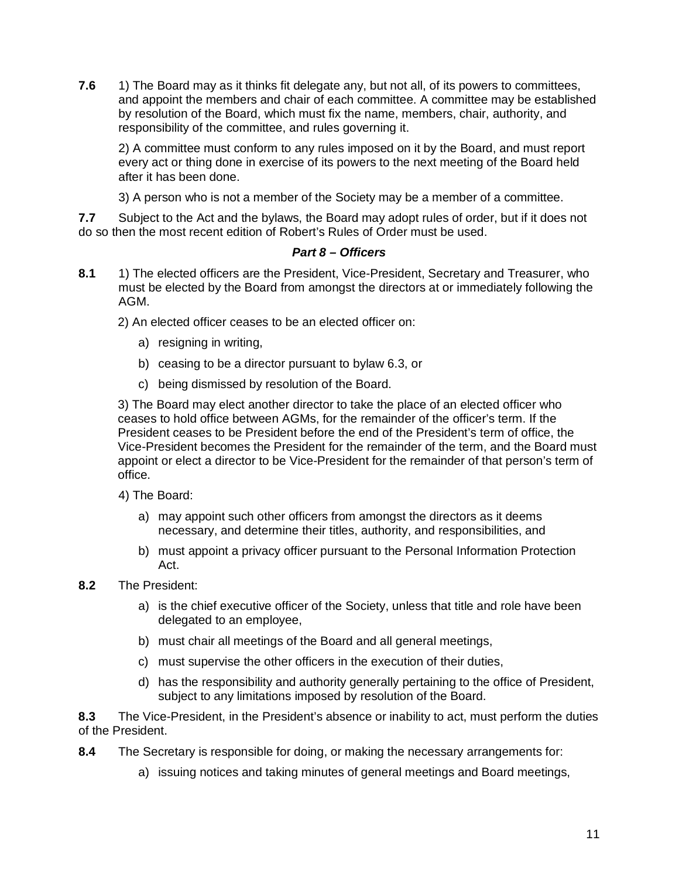**7.6** 1) The Board may as it thinks fit delegate any, but not all, of its powers to committees, and appoint the members and chair of each committee. A committee may be established by resolution of the Board, which must fix the name, members, chair, authority, and responsibility of the committee, and rules governing it.

2) A committee must conform to any rules imposed on it by the Board, and must report every act or thing done in exercise of its powers to the next meeting of the Board held after it has been done.

3) A person who is not a member of the Society may be a member of a committee.

**7.7** Subject to the Act and the bylaws, the Board may adopt rules of order, but if it does not do so then the most recent edition of Robert's Rules of Order must be used.

***Part 8 – Officers***

**8.1** 1) The elected officers are the President, Vice-President, Secretary and Treasurer, who must be elected by the Board from amongst the directors at or immediately following the AGM.

2) An elected officer ceases to be an elected officer on:

a) resigning in writing,

b) ceasing to be a director pursuant to bylaw 6.3, or

c) being dismissed by resolution of the Board.

3) The Board may elect another director to take the place of an elected officer who ceases to hold office between AGMs, for the remainder of the officer's term. If the President ceases to be President before the end of the President's term of office, the Vice-President becomes the President for the remainder of the term, and the Board must appoint or elect a director to be Vice-President for the remainder of that person's term of office.

4) The Board:

a) may appoint such other officers from amongst the directors as it deems necessary, and determine their titles, authority, and responsibilities, and

b) must appoint a privacy officer pursuant to the Personal Information Protection Act.

**8.2** The President:

a) is the chief executive officer of the Society, unless that title and role have been delegated to an employee,

b) must chair all meetings of the Board and all general meetings,

c) must supervise the other officers in the execution of their duties,

d) has the responsibility and authority generally pertaining to the office of President, subject to any limitations imposed by resolution of the Board.

**8.3** The Vice-President, in the President's absence or inability to act, must perform the duties of the President.

**8.4** The Secretary is responsible for doing, or making the necessary arrangements for:

a) issuing notices and taking minutes of general meetings and Board meetings,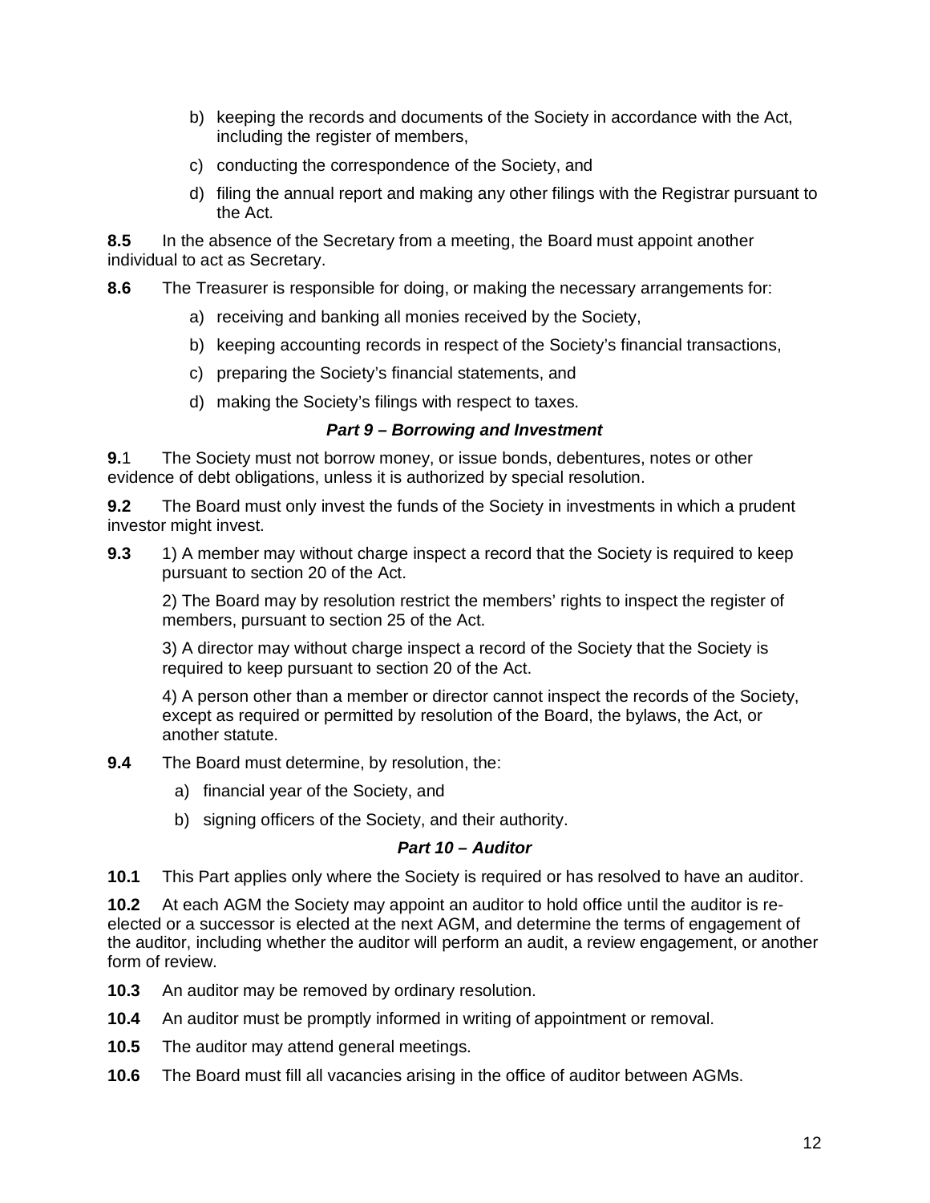b) keeping the records and documents of the Society in accordance with the Act, including the register of members,

c) conducting the correspondence of the Society, and

d) filing the annual report and making any other filings with the Registrar pursuant to the Act.

**8.5** In the absence of the Secretary from a meeting, the Board must appoint another individual to act as Secretary.

**8.6** The Treasurer is responsible for doing, or making the necessary arrangements for:

a) receiving and banking all monies received by the Society,

b) keeping accounting records in respect of the Society's financial transactions,

c) preparing the Society's financial statements, and

d) making the Society's filings with respect to taxes.

### *Part 9 – Borrowing and Investment*

**9.**1 The Society must not borrow money, or issue bonds, debentures, notes or other evidence of debt obligations, unless it is authorized by special resolution.

**9.2** The Board must only invest the funds of the Society in investments in which a prudent investor might invest.

**9.3** 1) A member may without charge inspect a record that the Society is required to keep pursuant to section 20 of the Act.

2) The Board may by resolution restrict the members' rights to inspect the register of members, pursuant to section 25 of the Act.

3) A director may without charge inspect a record of the Society that the Society is required to keep pursuant to section 20 of the Act.

4) A person other than a member or director cannot inspect the records of the Society, except as required or permitted by resolution of the Board, the bylaws, the Act, or another statute.

**9.4** The Board must determine, by resolution, the:

a) financial year of the Society, and

b) signing officers of the Society, and their authority.

### *Part 10 – Auditor*

**10.1** This Part applies only where the Society is required or has resolved to have an auditor.

**10.2** At each AGM the Society may appoint an auditor to hold office until the auditor is re-elected or a successor is elected at the next AGM, and determine the terms of engagement of the auditor, including whether the auditor will perform an audit, a review engagement, or another form of review.

**10.3** An auditor may be removed by ordinary resolution.

**10.4** An auditor must be promptly informed in writing of appointment or removal.

**10.5** The auditor may attend general meetings.

**10.6** The Board must fill all vacancies arising in the office of auditor between AGMs.